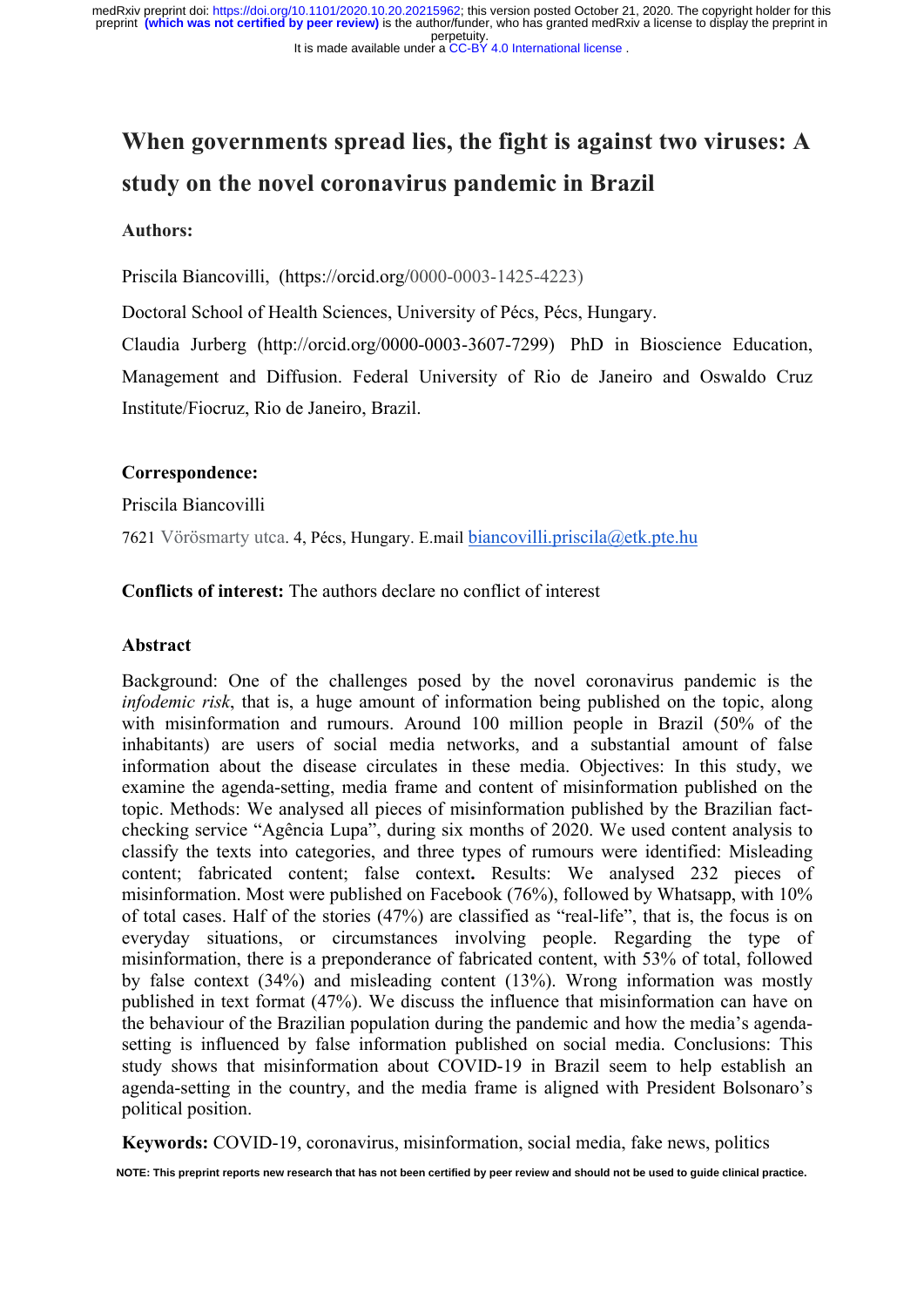# When governments spread lies, the fight is against two viruses: A study on the novel coronavirus pandemic in Brazil

**Authors:**

Priscila Biancovilli, (https://orcid.org/0000-0003-1425-4223)

Doctoral School of Health Sciences, University of Pécs, Pécs, Hungary.

Claudia Jurberg (http://orcid.org/0000-0003-3607-7299) PhD in Bioscience Education, Management and Diffusion. Federal University of Rio de Janeiro and Oswaldo Cruz Institute/Fiocruz, Rio de Janeiro, Brazil.

**Correspondence:**

Priscila Biancovilli

7621 Vörösmarty utca. 4, Pécs, Hungary. E.mail biancovilli.priscila@etk.pte.hu

**Conflicts of interest:** The authors declare no conflict of interest

## Abstract

Background: One of the challenges posed by the novel coronavirus pandemic is the *infodemic risk*, that is, a huge amount of information being published on the topic, along with misinformation and rumours. Around 100 million people in Brazil (50% of the inhabitants) are users of social media networks, and a substantial amount of false information about the disease circulates in these media. Objectives: In this study, we examine the agenda-setting, media frame and content of misinformation published on the topic. Methods: We analysed all pieces of misinformation published by the Brazilian fact-checking service "Agência Lupa", during six months of 2020. We used content analysis to classify the texts into categories, and three types of rumours were identified: Misleading content; fabricated content; false context**.** Results: We analysed 232 pieces of misinformation. Most were published on Facebook (76%), followed by Whatsapp, with 10% of total cases. Half of the stories (47%) are classified as "real-life", that is, the focus is on everyday situations, or circumstances involving people. Regarding the type of misinformation, there is a preponderance of fabricated content, with 53% of total, followed by false context (34%) and misleading content (13%). Wrong information was mostly published in text format (47%). We discuss the influence that misinformation can have on the behaviour of the Brazilian population during the pandemic and how the media's agenda-setting is influenced by false information published on social media. Conclusions: This study shows that misinformation about COVID-19 in Brazil seem to help establish an agenda-setting in the country, and the media frame is aligned with President Bolsonaro's political position.

**Keywords:** COVID-19, coronavirus, misinformation, social media, fake news, politics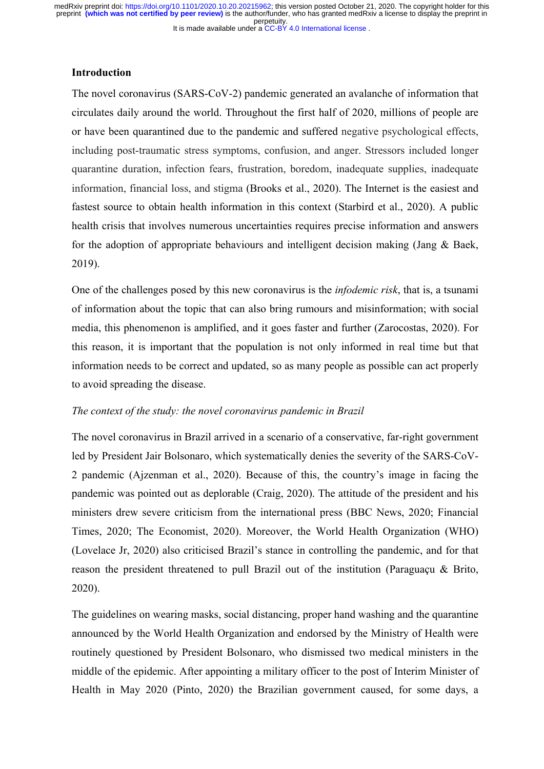## Introduction

The novel coronavirus (SARS-CoV-2) pandemic generated an avalanche of information that circulates daily around the world. Throughout the first half of 2020, millions of people are or have been quarantined due to the pandemic and suffered negative psychological effects, including post-traumatic stress symptoms, confusion, and anger. Stressors included longer quarantine duration, infection fears, frustration, boredom, inadequate supplies, inadequate information, financial loss, and stigma (Brooks et al., 2020). The Internet is the easiest and fastest source to obtain health information in this context (Starbird et al., 2020). A public health crisis that involves numerous uncertainties requires precise information and answers for the adoption of appropriate behaviours and intelligent decision making (Jang & Baek, 2019).

One of the challenges posed by this new coronavirus is the *infodemic risk*, that is, a tsunami of information about the topic that can also bring rumours and misinformation; with social media, this phenomenon is amplified, and it goes faster and further (Zarocostas, 2020). For this reason, it is important that the population is not only informed in real time but that information needs to be correct and updated, so as many people as possible can act properly to avoid spreading the disease.

### *The context of the study: the novel coronavirus pandemic in Brazil*

The novel coronavirus in Brazil arrived in a scenario of a conservative, far-right government led by President Jair Bolsonaro, which systematically denies the severity of the SARS-CoV-2 pandemic (Ajzenman et al., 2020). Because of this, the country's image in facing the pandemic was pointed out as deplorable (Craig, 2020). The attitude of the president and his ministers drew severe criticism from the international press (BBC News, 2020; Financial Times, 2020; The Economist, 2020). Moreover, the World Health Organization (WHO) (Lovelace Jr, 2020) also criticised Brazil's stance in controlling the pandemic, and for that reason the president threatened to pull Brazil out of the institution (Paraguaçu & Brito, 2020).

The guidelines on wearing masks, social distancing, proper hand washing and the quarantine announced by the World Health Organization and endorsed by the Ministry of Health were routinely questioned by President Bolsonaro, who dismissed two medical ministers in the middle of the epidemic. After appointing a military officer to the post of Interim Minister of Health in May 2020 (Pinto, 2020) the Brazilian government caused, for some days, a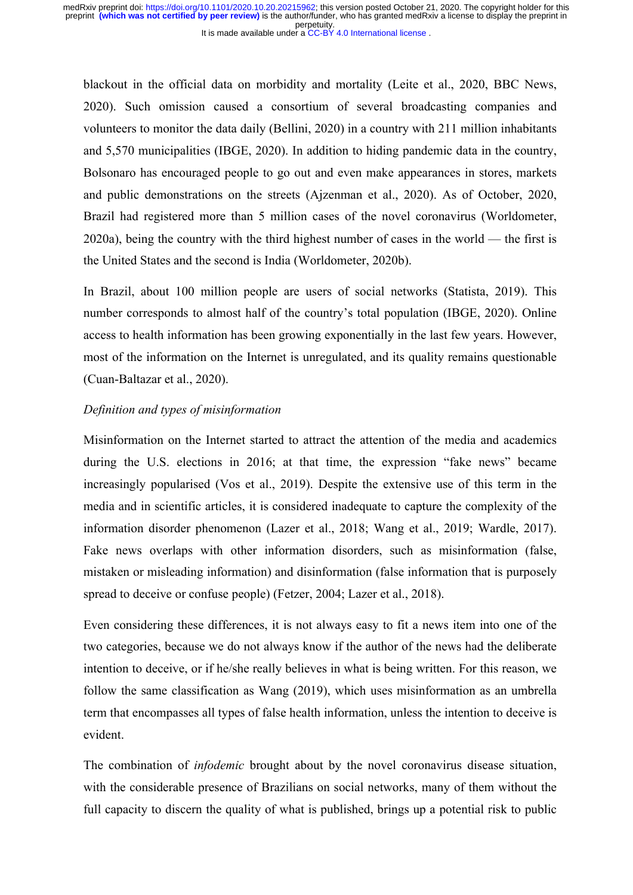blackout in the official data on morbidity and mortality (Leite et al., 2020, BBC News, 2020). Such omission caused a consortium of several broadcasting companies and volunteers to monitor the data daily (Bellini, 2020) in a country with 211 million inhabitants and 5,570 municipalities (IBGE, 2020). In addition to hiding pandemic data in the country, Bolsonaro has encouraged people to go out and even make appearances in stores, markets and public demonstrations on the streets (Ajzenman et al., 2020). As of October, 2020, Brazil had registered more than 5 million cases of the novel coronavirus (Worldometer, 2020a), being the country with the third highest number of cases in the world — the first is the United States and the second is India (Worldometer, 2020b).

In Brazil, about 100 million people are users of social networks (Statista, 2019). This number corresponds to almost half of the country's total population (IBGE, 2020). Online access to health information has been growing exponentially in the last few years. However, most of the information on the Internet is unregulated, and its quality remains questionable (Cuan-Baltazar et al., 2020).

*Definition and types of misinformation*

Misinformation on the Internet started to attract the attention of the media and academics during the U.S. elections in 2016; at that time, the expression "fake news" became increasingly popularised (Vos et al., 2019). Despite the extensive use of this term in the media and in scientific articles, it is considered inadequate to capture the complexity of the information disorder phenomenon (Lazer et al., 2018; Wang et al., 2019; Wardle, 2017). Fake news overlaps with other information disorders, such as misinformation (false, mistaken or misleading information) and disinformation (false information that is purposely spread to deceive or confuse people) (Fetzer, 2004; Lazer et al., 2018).

Even considering these differences, it is not always easy to fit a news item into one of the two categories, because we do not always know if the author of the news had the deliberate intention to deceive, or if he/she really believes in what is being written. For this reason, we follow the same classification as Wang (2019), which uses misinformation as an umbrella term that encompasses all types of false health information, unless the intention to deceive is evident.

The combination of *infodemic* brought about by the novel coronavirus disease situation, with the considerable presence of Brazilians on social networks, many of them without the full capacity to discern the quality of what is published, brings up a potential risk to public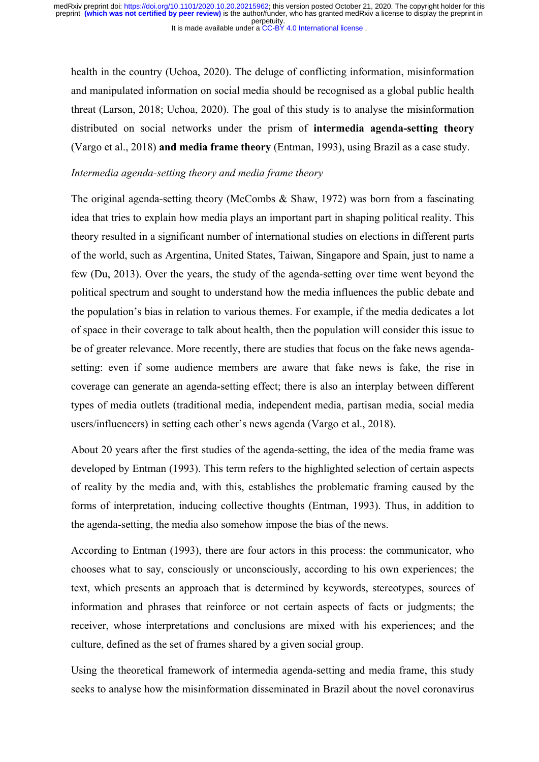health in the country (Uchoa, 2020). The deluge of conflicting information, misinformation and manipulated information on social media should be recognised as a global public health threat (Larson, 2018; Uchoa, 2020). The goal of this study is to analyse the misinformation distributed on social networks under the prism of **intermedia agenda-setting theory** (Vargo et al., 2018) **and media frame theory** (Entman, 1993), using Brazil as a case study.

*Intermedia agenda-setting theory and media frame theory*

The original agenda-setting theory (McCombs & Shaw, 1972) was born from a fascinating idea that tries to explain how media plays an important part in shaping political reality. This theory resulted in a significant number of international studies on elections in different parts of the world, such as Argentina, United States, Taiwan, Singapore and Spain, just to name a few (Du, 2013). Over the years, the study of the agenda-setting over time went beyond the political spectrum and sought to understand how the media influences the public debate and the population's bias in relation to various themes. For example, if the media dedicates a lot of space in their coverage to talk about health, then the population will consider this issue to be of greater relevance. More recently, there are studies that focus on the fake news agenda-setting: even if some audience members are aware that fake news is fake, the rise in coverage can generate an agenda-setting effect; there is also an interplay between different types of media outlets (traditional media, independent media, partisan media, social media users/influencers) in setting each other's news agenda (Vargo et al., 2018).

About 20 years after the first studies of the agenda-setting, the idea of the media frame was developed by Entman (1993). This term refers to the highlighted selection of certain aspects of reality by the media and, with this, establishes the problematic framing caused by the forms of interpretation, inducing collective thoughts (Entman, 1993). Thus, in addition to the agenda-setting, the media also somehow impose the bias of the news.

According to Entman (1993), there are four actors in this process: the communicator, who chooses what to say, consciously or unconsciously, according to his own experiences; the text, which presents an approach that is determined by keywords, stereotypes, sources of information and phrases that reinforce or not certain aspects of facts or judgments; the receiver, whose interpretations and conclusions are mixed with his experiences; and the culture, defined as the set of frames shared by a given social group.

Using the theoretical framework of intermedia agenda-setting and media frame, this study seeks to analyse how the misinformation disseminated in Brazil about the novel coronavirus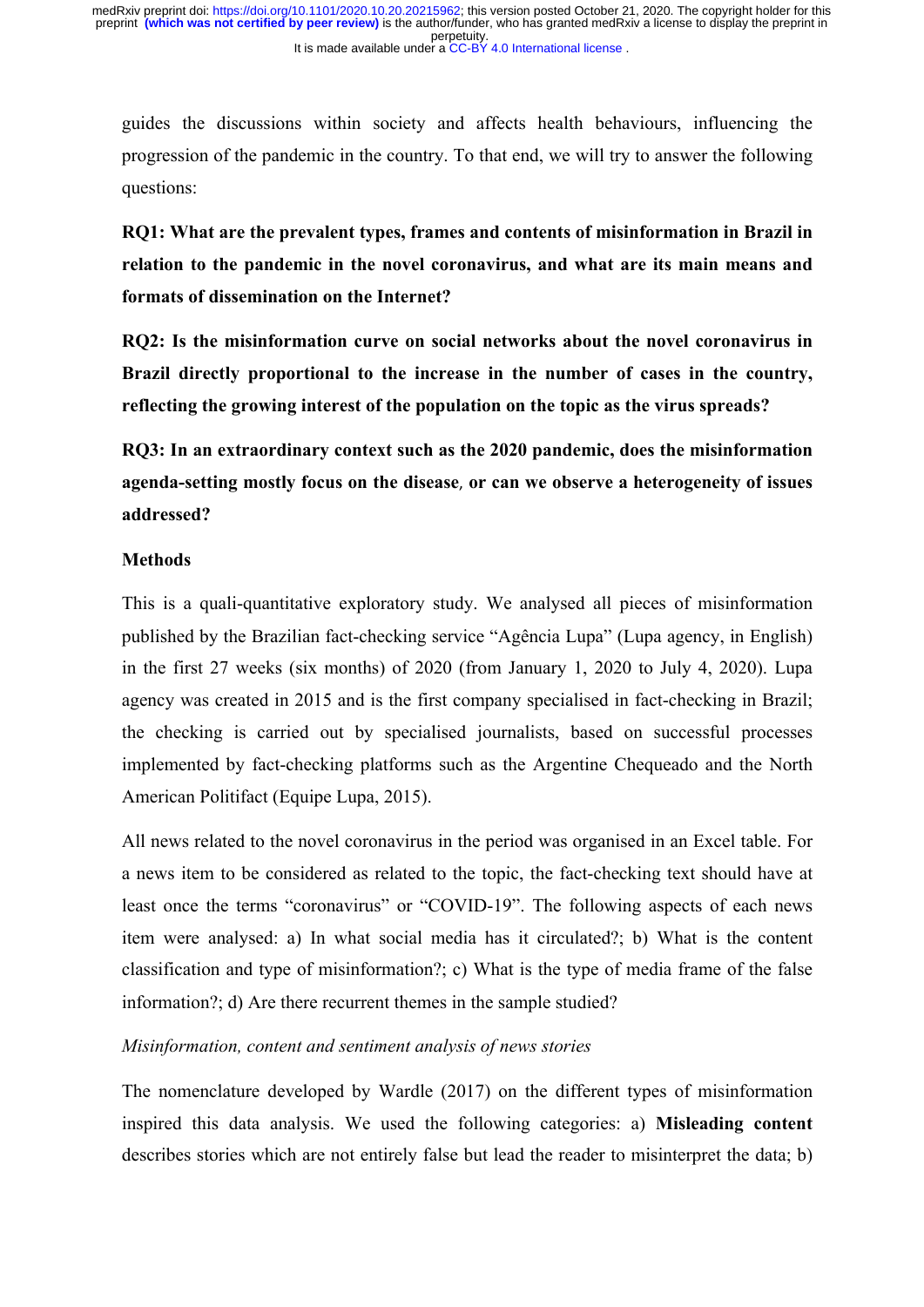guides the discussions within society and affects health behaviours, influencing the progression of the pandemic in the country. To that end, we will try to answer the following questions:

**RQ1: What are the prevalent types, frames and contents of misinformation in Brazil in relation to the pandemic in the novel coronavirus, and what are its main means and formats of dissemination on the Internet?**

**RQ2: Is the misinformation curve on social networks about the novel coronavirus in Brazil directly proportional to the increase in the number of cases in the country, reflecting the growing interest of the population on the topic as the virus spreads?**

**RQ3: In an extraordinary context such as the 2020 pandemic, does the misinformation agenda-setting mostly focus on the disease, or can we observe a heterogeneity of issues addressed?**

## Methods

This is a quali-quantitative exploratory study. We analysed all pieces of misinformation published by the Brazilian fact-checking service "Agência Lupa" (Lupa agency, in English) in the first 27 weeks (six months) of 2020 (from January 1, 2020 to July 4, 2020). Lupa agency was created in 2015 and is the first company specialised in fact-checking in Brazil; the checking is carried out by specialised journalists, based on successful processes implemented by fact-checking platforms such as the Argentine Chequeado and the North American Politifact (Equipe Lupa, 2015).

All news related to the novel coronavirus in the period was organised in an Excel table. For a news item to be considered as related to the topic, the fact-checking text should have at least once the terms "coronavirus" or "COVID-19". The following aspects of each news item were analysed: a) In what social media has it circulated?; b) What is the content classification and type of misinformation?; c) What is the type of media frame of the false information?; d) Are there recurrent themes in the sample studied?

### *Misinformation, content and sentiment analysis of news stories*

The nomenclature developed by Wardle (2017) on the different types of misinformation inspired this data analysis. We used the following categories: a) **Misleading content** describes stories which are not entirely false but lead the reader to misinterpret the data; b)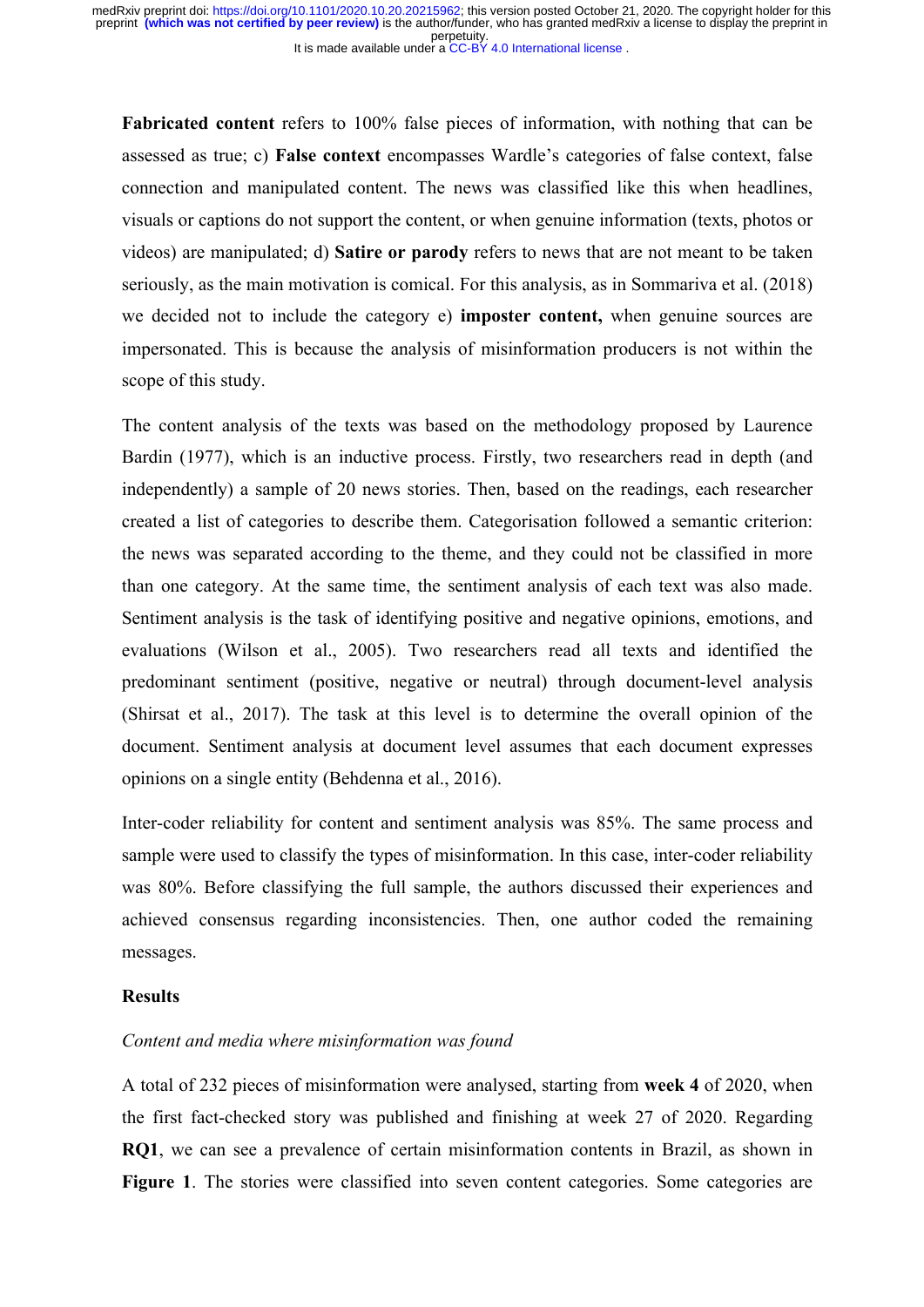**Fabricated content** refers to 100% false pieces of information, with nothing that can be assessed as true; c) **False context** encompasses Wardle's categories of false context, false connection and manipulated content. The news was classified like this when headlines, visuals or captions do not support the content, or when genuine information (texts, photos or videos) are manipulated; d) **Satire or parody** refers to news that are not meant to be taken seriously, as the main motivation is comical. For this analysis, as in Sommariva et al. (2018) we decided not to include the category e) **imposter content,** when genuine sources are impersonated. This is because the analysis of misinformation producers is not within the scope of this study.

The content analysis of the texts was based on the methodology proposed by Laurence Bardin (1977), which is an inductive process. Firstly, two researchers read in depth (and independently) a sample of 20 news stories. Then, based on the readings, each researcher created a list of categories to describe them. Categorisation followed a semantic criterion: the news was separated according to the theme, and they could not be classified in more than one category. At the same time, the sentiment analysis of each text was also made. Sentiment analysis is the task of identifying positive and negative opinions, emotions, and evaluations (Wilson et al., 2005). Two researchers read all texts and identified the predominant sentiment (positive, negative or neutral) through document-level analysis (Shirsat et al., 2017). The task at this level is to determine the overall opinion of the document. Sentiment analysis at document level assumes that each document expresses opinions on a single entity (Behdenna et al., 2016).

Inter-coder reliability for content and sentiment analysis was 85%. The same process and sample were used to classify the types of misinformation. In this case, inter-coder reliability was 80%. Before classifying the full sample, the authors discussed their experiences and achieved consensus regarding inconsistencies. Then, one author coded the remaining messages.

## Results

*Content and media where misinformation was found*

A total of 232 pieces of misinformation were analysed, starting from **week 4** of 2020, when the first fact-checked story was published and finishing at week 27 of 2020. Regarding **RQ1**, we can see a prevalence of certain misinformation contents in Brazil, as shown in **Figure 1**. The stories were classified into seven content categories. Some categories are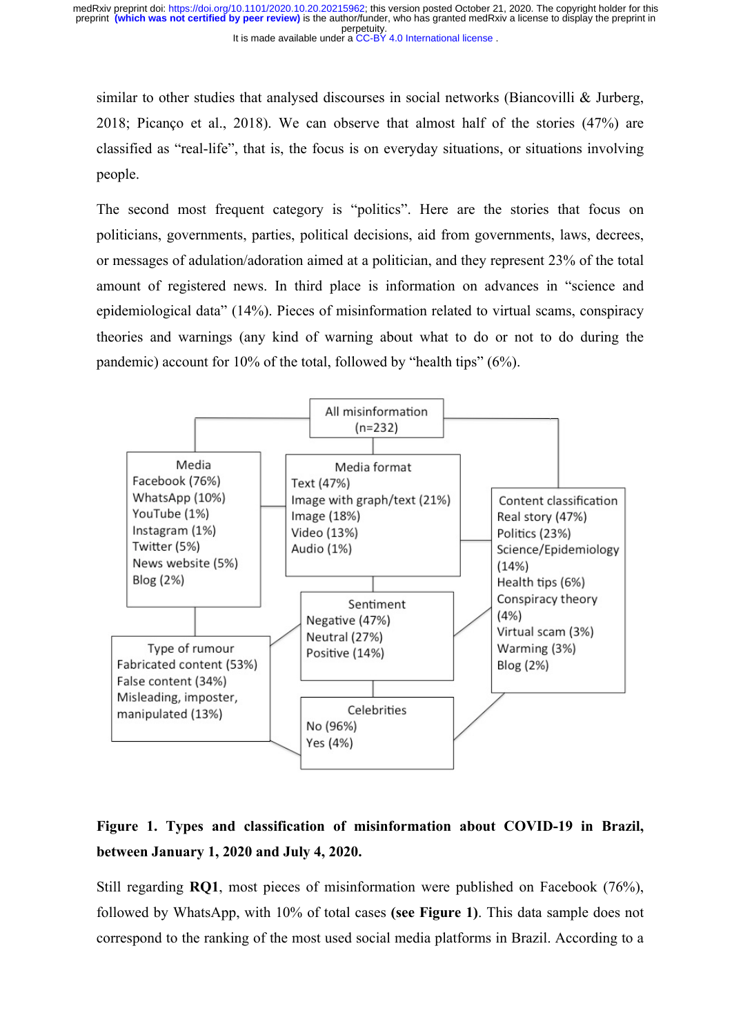similar to other studies that analysed discourses in social networks (Biancovilli & Jurberg, 2018; Picanço et al., 2018). We can observe that almost half of the stories (47%) are classified as "real-life", that is, the focus is on everyday situations, or situations involving people.

The second most frequent category is "politics". Here are the stories that focus on politicians, governments, parties, political decisions, aid from governments, laws, decrees, or messages of adulation/adoration aimed at a politician, and they represent 23% of the total amount of registered news. In third place is information on advances in "science and epidemiological data" (14%). Pieces of misinformation related to virtual scams, conspiracy theories and warnings (any kind of warning about what to do or not to do during the pandemic) account for 10% of the total, followed by "health tips" (6%).

All misinformation (n=232)

Media
- Facebook (76%)
- WhatsApp (10%)
- YouTube (1%)
- Instagram (1%)
- Twitter (5%)
- News website (5%)
- Blog (2%)

Media format
- Text (47%)
- Image with graph/text (21%)
- Image (18%)
- Video (13%)
- Audio (1%)

Content classification
- Real story (47%)
- Politics (23%)
- Science/Epidemiology (14%)
- Health tips (6%)
- Conspiracy theory (4%)
- Virtual scam (3%)
- Warming (3%)
- Blog (2%)

Sentiment
- Negative (47%)
- Neutral (27%)
- Positive (14%)

Type of rumour
- Fabricated content (53%)
- False content (34%)
- Misleading, imposter, manipulated (13%)

Celebrities
- No (96%)
- Yes (4%)

**Figure 1. Types and classification of misinformation about COVID-19 in Brazil, between January 1, 2020 and July 4, 2020.**

Still regarding **RQ1**, most pieces of misinformation were published on Facebook (76%), followed by WhatsApp, with 10% of total cases **(see Figure 1)**. This data sample does not correspond to the ranking of the most used social media platforms in Brazil. According to a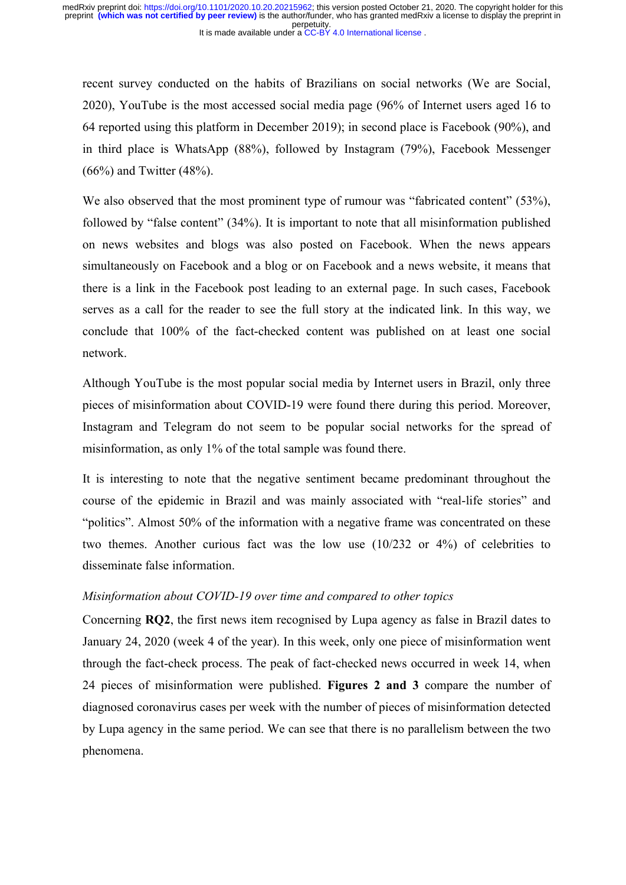recent survey conducted on the habits of Brazilians on social networks (We are Social, 2020), YouTube is the most accessed social media page (96% of Internet users aged 16 to 64 reported using this platform in December 2019); in second place is Facebook (90%), and in third place is WhatsApp (88%), followed by Instagram (79%), Facebook Messenger (66%) and Twitter (48%).

We also observed that the most prominent type of rumour was "fabricated content" (53%), followed by "false content" (34%). It is important to note that all misinformation published on news websites and blogs was also posted on Facebook. When the news appears simultaneously on Facebook and a blog or on Facebook and a news website, it means that there is a link in the Facebook post leading to an external page. In such cases, Facebook serves as a call for the reader to see the full story at the indicated link. In this way, we conclude that 100% of the fact-checked content was published on at least one social network.

Although YouTube is the most popular social media by Internet users in Brazil, only three pieces of misinformation about COVID-19 were found there during this period. Moreover, Instagram and Telegram do not seem to be popular social networks for the spread of misinformation, as only 1% of the total sample was found there.

It is interesting to note that the negative sentiment became predominant throughout the course of the epidemic in Brazil and was mainly associated with "real-life stories" and "politics". Almost 50% of the information with a negative frame was concentrated on these two themes. Another curious fact was the low use (10/232 or 4%) of celebrities to disseminate false information.

*Misinformation about COVID-19 over time and compared to other topics*

Concerning **RQ2**, the first news item recognised by Lupa agency as false in Brazil dates to January 24, 2020 (week 4 of the year). In this week, only one piece of misinformation went through the fact-check process. The peak of fact-checked news occurred in week 14, when 24 pieces of misinformation were published. **Figures 2 and 3** compare the number of diagnosed coronavirus cases per week with the number of pieces of misinformation detected by Lupa agency in the same period. We can see that there is no parallelism between the two phenomena.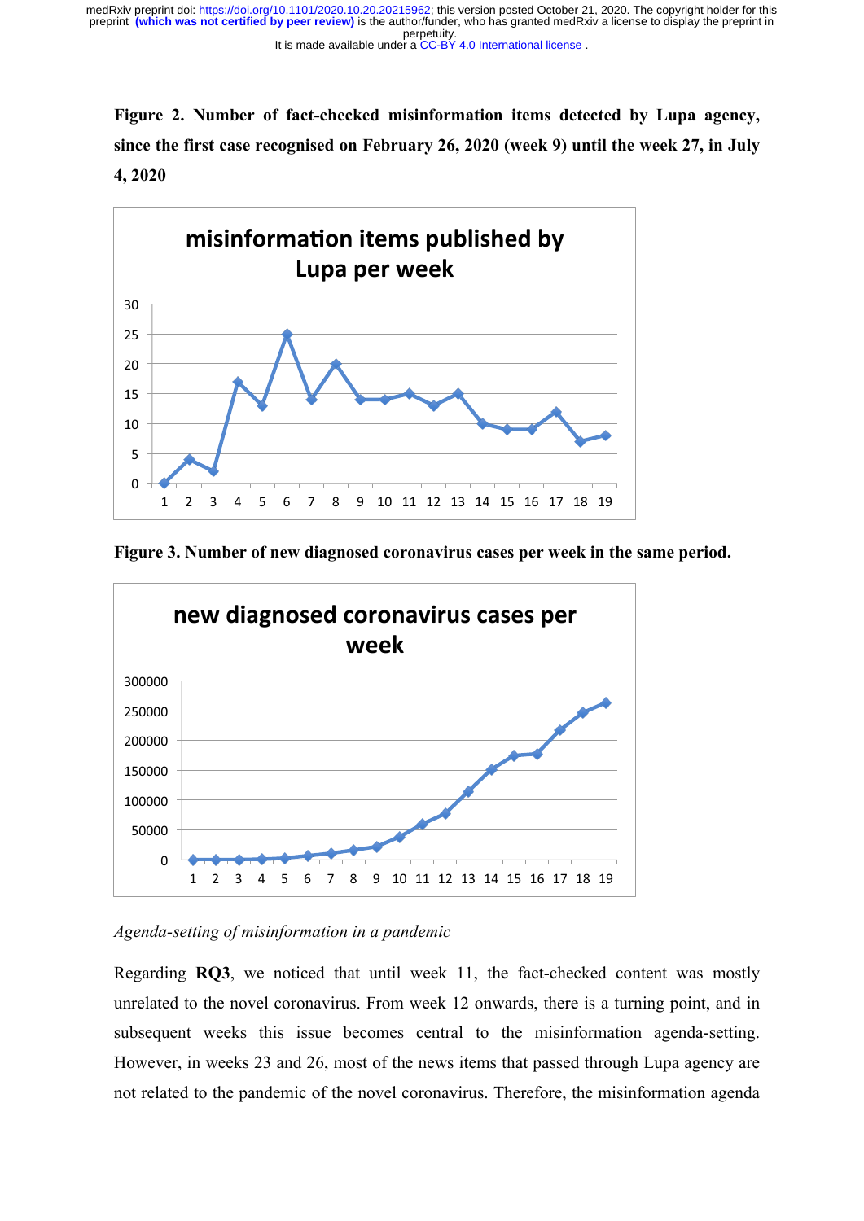**Figure 2. Number of fact-checked misinformation items detected by Lupa agency, since the first case recognised on February 26, 2020 (week 9) until the week 27, in July 4, 2020**

**Figure 3. Number of new diagnosed coronavirus cases per week in the same period.**

*Agenda-setting of misinformation in a pandemic*

Regarding **RQ3**, we noticed that until week 11, the fact-checked content was mostly unrelated to the novel coronavirus. From week 12 onwards, there is a turning point, and in subsequent weeks this issue becomes central to the misinformation agenda-setting. However, in weeks 23 and 26, most of the news items that passed through Lupa agency are not related to the pandemic of the novel coronavirus. Therefore, the misinformation agenda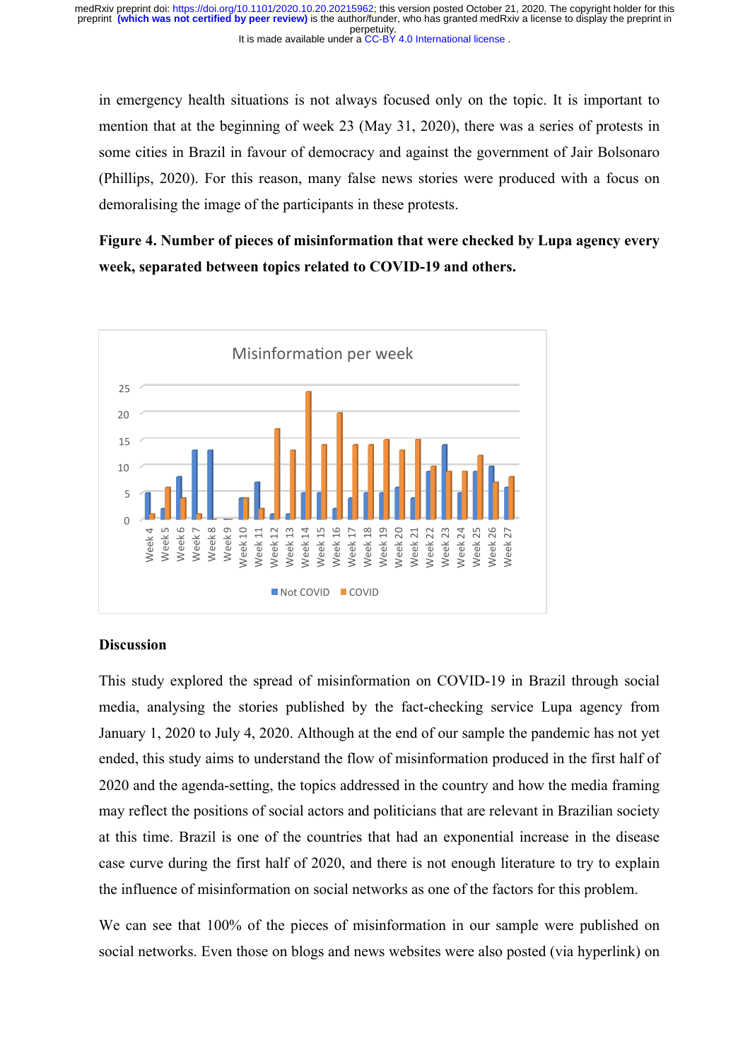in emergency health situations is not always focused only on the topic. It is important to mention that at the beginning of week 23 (May 31, 2020), there was a series of protests in some cities in Brazil in favour of democracy and against the government of Jair Bolsonaro (Phillips, 2020). For this reason, many false news stories were produced with a focus on demoralising the image of the participants in these protests.

**Figure 4. Number of pieces of misinformation that were checked by Lupa agency every week, separated between topics related to COVID-19 and others.**

## Discussion

This study explored the spread of misinformation on COVID-19 in Brazil through social media, analysing the stories published by the fact-checking service Lupa agency from January 1, 2020 to July 4, 2020. Although at the end of our sample the pandemic has not yet ended, this study aims to understand the flow of misinformation produced in the first half of 2020 and the agenda-setting, the topics addressed in the country and how the media framing may reflect the positions of social actors and politicians that are relevant in Brazilian society at this time. Brazil is one of the countries that had an exponential increase in the disease case curve during the first half of 2020, and there is not enough literature to try to explain the influence of misinformation on social networks as one of the factors for this problem.

We can see that 100% of the pieces of misinformation in our sample were published on social networks. Even those on blogs and news websites were also posted (via hyperlink) on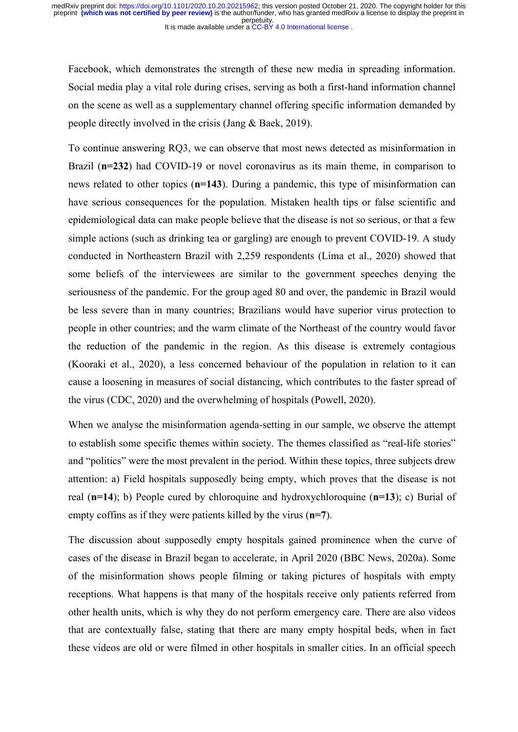Facebook, which demonstrates the strength of these new media in spreading information. Social media play a vital role during crises, serving as both a first-hand information channel on the scene as well as a supplementary channel offering specific information demanded by people directly involved in the crisis (Jang & Baek, 2019).

To continue answering RQ3, we can observe that most news detected as misinformation in Brazil (**n=232**) had COVID-19 or novel coronavirus as its main theme, in comparison to news related to other topics (**n=143**). During a pandemic, this type of misinformation can have serious consequences for the population. Mistaken health tips or false scientific and epidemiological data can make people believe that the disease is not so serious, or that a few simple actions (such as drinking tea or gargling) are enough to prevent COVID-19. A study conducted in Northeastern Brazil with 2,259 respondents (Lima et al., 2020) showed that some beliefs of the interviewees are similar to the government speeches denying the seriousness of the pandemic. For the group aged 80 and over, the pandemic in Brazil would be less severe than in many countries; Brazilians would have superior virus protection to people in other countries; and the warm climate of the Northeast of the country would favor the reduction of the pandemic in the region. As this disease is extremely contagious (Kooraki et al., 2020), a less concerned behaviour of the population in relation to it can cause a loosening in measures of social distancing, which contributes to the faster spread of the virus (CDC, 2020) and the overwhelming of hospitals (Powell, 2020).

When we analyse the misinformation agenda-setting in our sample, we observe the attempt to establish some specific themes within society. The themes classified as "real-life stories" and "politics" were the most prevalent in the period. Within these topics, three subjects drew attention: a) Field hospitals supposedly being empty, which proves that the disease is not real (**n=14**); b) People cured by chloroquine and hydroxychloroquine (**n=13**); c) Burial of empty coffins as if they were patients killed by the virus (**n=7**).

The discussion about supposedly empty hospitals gained prominence when the curve of cases of the disease in Brazil began to accelerate, in April 2020 (BBC News, 2020a). Some of the misinformation shows people filming or taking pictures of hospitals with empty receptions. What happens is that many of the hospitals receive only patients referred from other health units, which is why they do not perform emergency care. There are also videos that are contextually false, stating that there are many empty hospital beds, when in fact these videos are old or were filmed in other hospitals in smaller cities. In an official speech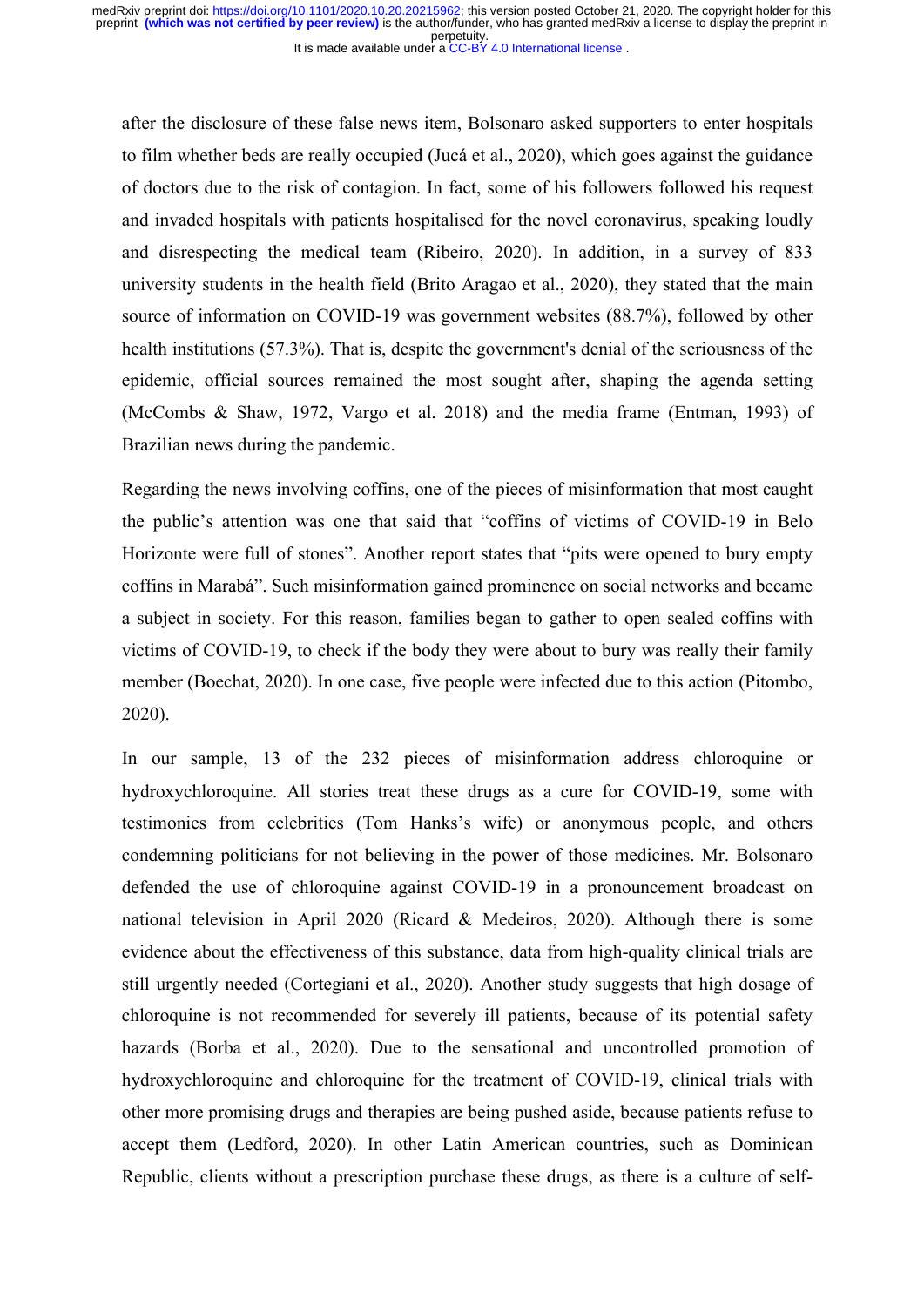after the disclosure of these false news item, Bolsonaro asked supporters to enter hospitals to film whether beds are really occupied (Jucá et al., 2020), which goes against the guidance of doctors due to the risk of contagion. In fact, some of his followers followed his request and invaded hospitals with patients hospitalised for the novel coronavirus, speaking loudly and disrespecting the medical team (Ribeiro, 2020). In addition, in a survey of 833 university students in the health field (Brito Aragao et al., 2020), they stated that the main source of information on COVID-19 was government websites (88.7%), followed by other health institutions (57.3%). That is, despite the government's denial of the seriousness of the epidemic, official sources remained the most sought after, shaping the agenda setting (McCombs & Shaw, 1972, Vargo et al. 2018) and the media frame (Entman, 1993) of Brazilian news during the pandemic.

Regarding the news involving coffins, one of the pieces of misinformation that most caught the public's attention was one that said that "coffins of victims of COVID-19 in Belo Horizonte were full of stones". Another report states that "pits were opened to bury empty coffins in Marabá". Such misinformation gained prominence on social networks and became a subject in society. For this reason, families began to gather to open sealed coffins with victims of COVID-19, to check if the body they were about to bury was really their family member (Boechat, 2020). In one case, five people were infected due to this action (Pitombo, 2020).

In our sample, 13 of the 232 pieces of misinformation address chloroquine or hydroxychloroquine. All stories treat these drugs as a cure for COVID-19, some with testimonies from celebrities (Tom Hanks's wife) or anonymous people, and others condemning politicians for not believing in the power of those medicines. Mr. Bolsonaro defended the use of chloroquine against COVID-19 in a pronouncement broadcast on national television in April 2020 (Ricard & Medeiros, 2020). Although there is some evidence about the effectiveness of this substance, data from high-quality clinical trials are still urgently needed (Cortegiani et al., 2020). Another study suggests that high dosage of chloroquine is not recommended for severely ill patients, because of its potential safety hazards (Borba et al., 2020). Due to the sensational and uncontrolled promotion of hydroxychloroquine and chloroquine for the treatment of COVID-19, clinical trials with other more promising drugs and therapies are being pushed aside, because patients refuse to accept them (Ledford, 2020). In other Latin American countries, such as Dominican Republic, clients without a prescription purchase these drugs, as there is a culture of self-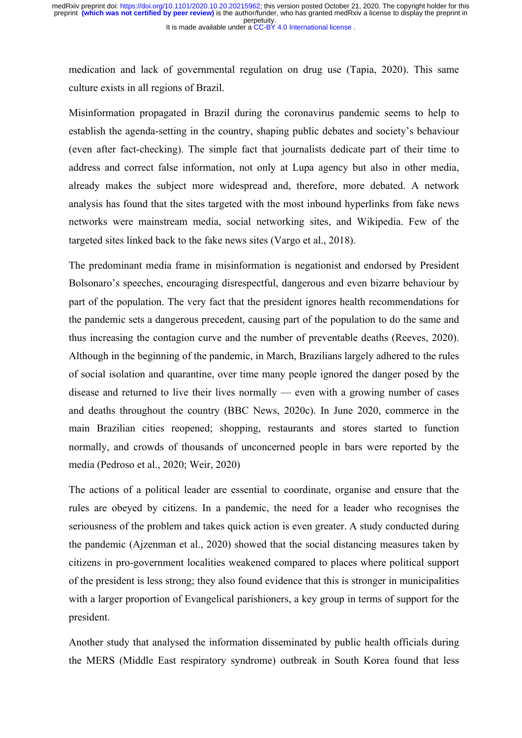medication and lack of governmental regulation on drug use (Tapia, 2020). This same culture exists in all regions of Brazil.

Misinformation propagated in Brazil during the coronavirus pandemic seems to help to establish the agenda-setting in the country, shaping public debates and society's behaviour (even after fact-checking). The simple fact that journalists dedicate part of their time to address and correct false information, not only at Lupa agency but also in other media, already makes the subject more widespread and, therefore, more debated. A network analysis has found that the sites targeted with the most inbound hyperlinks from fake news networks were mainstream media, social networking sites, and Wikipedia. Few of the targeted sites linked back to the fake news sites (Vargo et al., 2018).

The predominant media frame in misinformation is negationist and endorsed by President Bolsonaro's speeches, encouraging disrespectful, dangerous and even bizarre behaviour by part of the population. The very fact that the president ignores health recommendations for the pandemic sets a dangerous precedent, causing part of the population to do the same and thus increasing the contagion curve and the number of preventable deaths (Reeves, 2020). Although in the beginning of the pandemic, in March, Brazilians largely adhered to the rules of social isolation and quarantine, over time many people ignored the danger posed by the disease and returned to live their lives normally — even with a growing number of cases and deaths throughout the country (BBC News, 2020c). In June 2020, commerce in the main Brazilian cities reopened; shopping, restaurants and stores started to function normally, and crowds of thousands of unconcerned people in bars were reported by the media (Pedroso et al., 2020; Weir, 2020)

The actions of a political leader are essential to coordinate, organise and ensure that the rules are obeyed by citizens. In a pandemic, the need for a leader who recognises the seriousness of the problem and takes quick action is even greater. A study conducted during the pandemic (Ajzenman et al., 2020) showed that the social distancing measures taken by citizens in pro-government localities weakened compared to places where political support of the president is less strong; they also found evidence that this is stronger in municipalities with a larger proportion of Evangelical parishioners, a key group in terms of support for the president.

Another study that analysed the information disseminated by public health officials during the MERS (Middle East respiratory syndrome) outbreak in South Korea found that less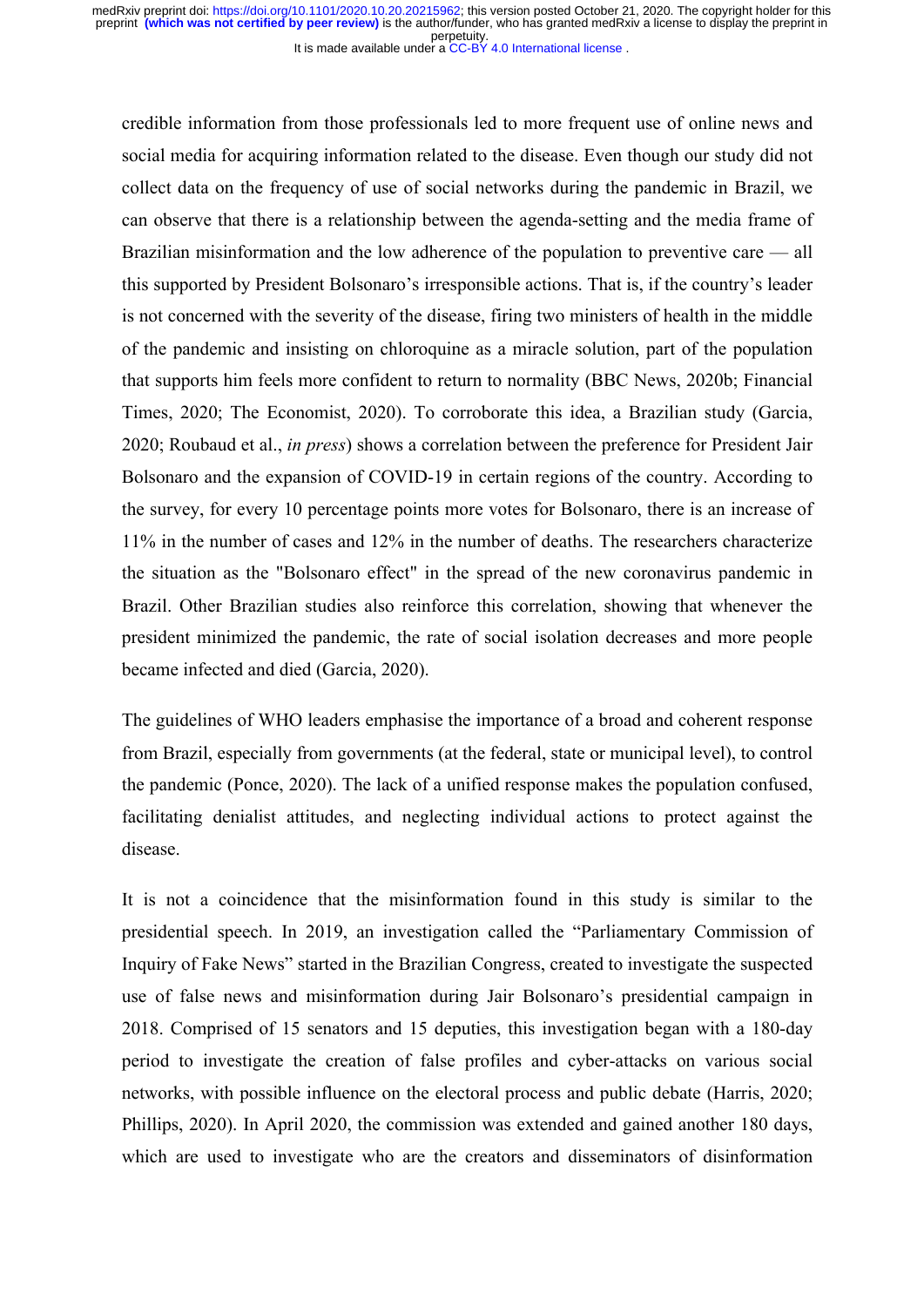credible information from those professionals led to more frequent use of online news and social media for acquiring information related to the disease. Even though our study did not collect data on the frequency of use of social networks during the pandemic in Brazil, we can observe that there is a relationship between the agenda-setting and the media frame of Brazilian misinformation and the low adherence of the population to preventive care — all this supported by President Bolsonaro's irresponsible actions. That is, if the country's leader is not concerned with the severity of the disease, firing two ministers of health in the middle of the pandemic and insisting on chloroquine as a miracle solution, part of the population that supports him feels more confident to return to normality (BBC News, 2020b; Financial Times, 2020; The Economist, 2020). To corroborate this idea, a Brazilian study (Garcia, 2020; Roubaud et al., *in press*) shows a correlation between the preference for President Jair Bolsonaro and the expansion of COVID-19 in certain regions of the country. According to the survey, for every 10 percentage points more votes for Bolsonaro, there is an increase of 11% in the number of cases and 12% in the number of deaths. The researchers characterize the situation as the "Bolsonaro effect" in the spread of the new coronavirus pandemic in Brazil. Other Brazilian studies also reinforce this correlation, showing that whenever the president minimized the pandemic, the rate of social isolation decreases and more people became infected and died (Garcia, 2020).

The guidelines of WHO leaders emphasise the importance of a broad and coherent response from Brazil, especially from governments (at the federal, state or municipal level), to control the pandemic (Ponce, 2020). The lack of a unified response makes the population confused, facilitating denialist attitudes, and neglecting individual actions to protect against the disease.

It is not a coincidence that the misinformation found in this study is similar to the presidential speech. In 2019, an investigation called the "Parliamentary Commission of Inquiry of Fake News" started in the Brazilian Congress, created to investigate the suspected use of false news and misinformation during Jair Bolsonaro's presidential campaign in 2018. Comprised of 15 senators and 15 deputies, this investigation began with a 180-day period to investigate the creation of false profiles and cyber-attacks on various social networks, with possible influence on the electoral process and public debate (Harris, 2020; Phillips, 2020). In April 2020, the commission was extended and gained another 180 days, which are used to investigate who are the creators and disseminators of disinformation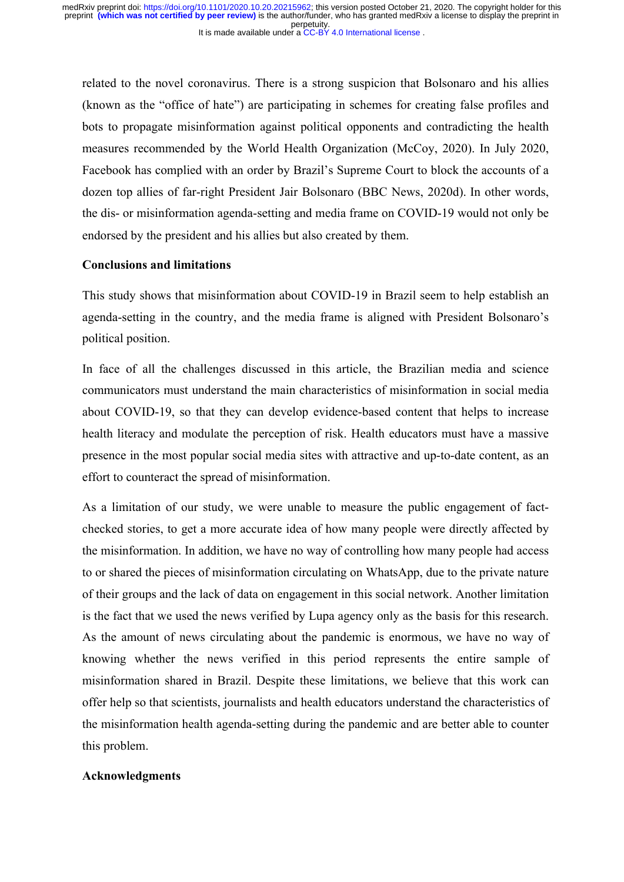related to the novel coronavirus. There is a strong suspicion that Bolsonaro and his allies (known as the "office of hate") are participating in schemes for creating false profiles and bots to propagate misinformation against political opponents and contradicting the health measures recommended by the World Health Organization (McCoy, 2020). In July 2020, Facebook has complied with an order by Brazil's Supreme Court to block the accounts of a dozen top allies of far-right President Jair Bolsonaro (BBC News, 2020d). In other words, the dis- or misinformation agenda-setting and media frame on COVID-19 would not only be endorsed by the president and his allies but also created by them.

## Conclusions and limitations

This study shows that misinformation about COVID-19 in Brazil seem to help establish an agenda-setting in the country, and the media frame is aligned with President Bolsonaro's political position.

In face of all the challenges discussed in this article, the Brazilian media and science communicators must understand the main characteristics of misinformation in social media about COVID-19, so that they can develop evidence-based content that helps to increase health literacy and modulate the perception of risk. Health educators must have a massive presence in the most popular social media sites with attractive and up-to-date content, as an effort to counteract the spread of misinformation.

As a limitation of our study, we were unable to measure the public engagement of fact-checked stories, to get a more accurate idea of how many people were directly affected by the misinformation. In addition, we have no way of controlling how many people had access to or shared the pieces of misinformation circulating on WhatsApp, due to the private nature of their groups and the lack of data on engagement in this social network. Another limitation is the fact that we used the news verified by Lupa agency only as the basis for this research. As the amount of news circulating about the pandemic is enormous, we have no way of knowing whether the news verified in this period represents the entire sample of misinformation shared in Brazil. Despite these limitations, we believe that this work can offer help so that scientists, journalists and health educators understand the characteristics of the misinformation health agenda-setting during the pandemic and are better able to counter this problem.

## Acknowledgments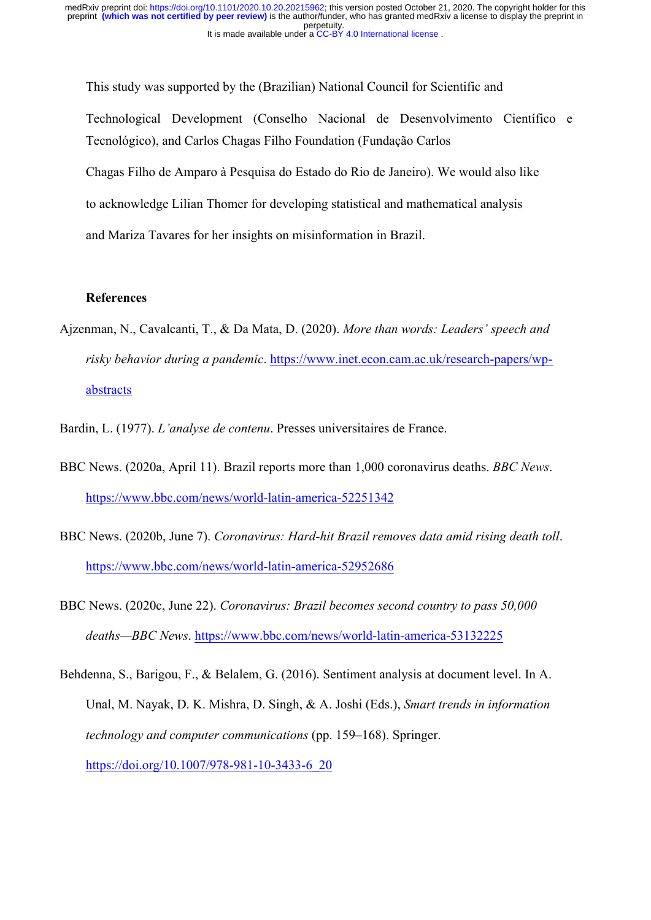This study was supported by the (Brazilian) National Council for Scientific and Technological Development (Conselho Nacional de Desenvolvimento Científico e Tecnológico), and Carlos Chagas Filho Foundation (Fundação Carlos Chagas Filho de Amparo à Pesquisa do Estado do Rio de Janeiro). We would also like to acknowledge Lilian Thomer for developing statistical and mathematical analysis and Mariza Tavares for her insights on misinformation in Brazil.

## References

Ajzenman, N., Cavalcanti, T., & Da Mata, D. (2020). *More than words: Leaders' speech and risky behavior during a pandemic*. https://www.inet.econ.cam.ac.uk/research-papers/wp-abstracts

Bardin, L. (1977). *L'analyse de contenu*. Presses universitaires de France.

BBC News. (2020a, April 11). Brazil reports more than 1,000 coronavirus deaths. *BBC News*. https://www.bbc.com/news/world-latin-america-52251342

BBC News. (2020b, June 7). *Coronavirus: Hard-hit Brazil removes data amid rising death toll*. https://www.bbc.com/news/world-latin-america-52952686

BBC News. (2020c, June 22). *Coronavirus: Brazil becomes second country to pass 50,000 deaths—BBC News*. https://www.bbc.com/news/world-latin-america-53132225

Behdenna, S., Barigou, F., & Belalem, G. (2016). Sentiment analysis at document level. In A. Unal, M. Nayak, D. K. Mishra, D. Singh, & A. Joshi (Eds.), *Smart trends in information technology and computer communications* (pp. 159–168). Springer. https://doi.org/10.1007/978-981-10-3433-6_20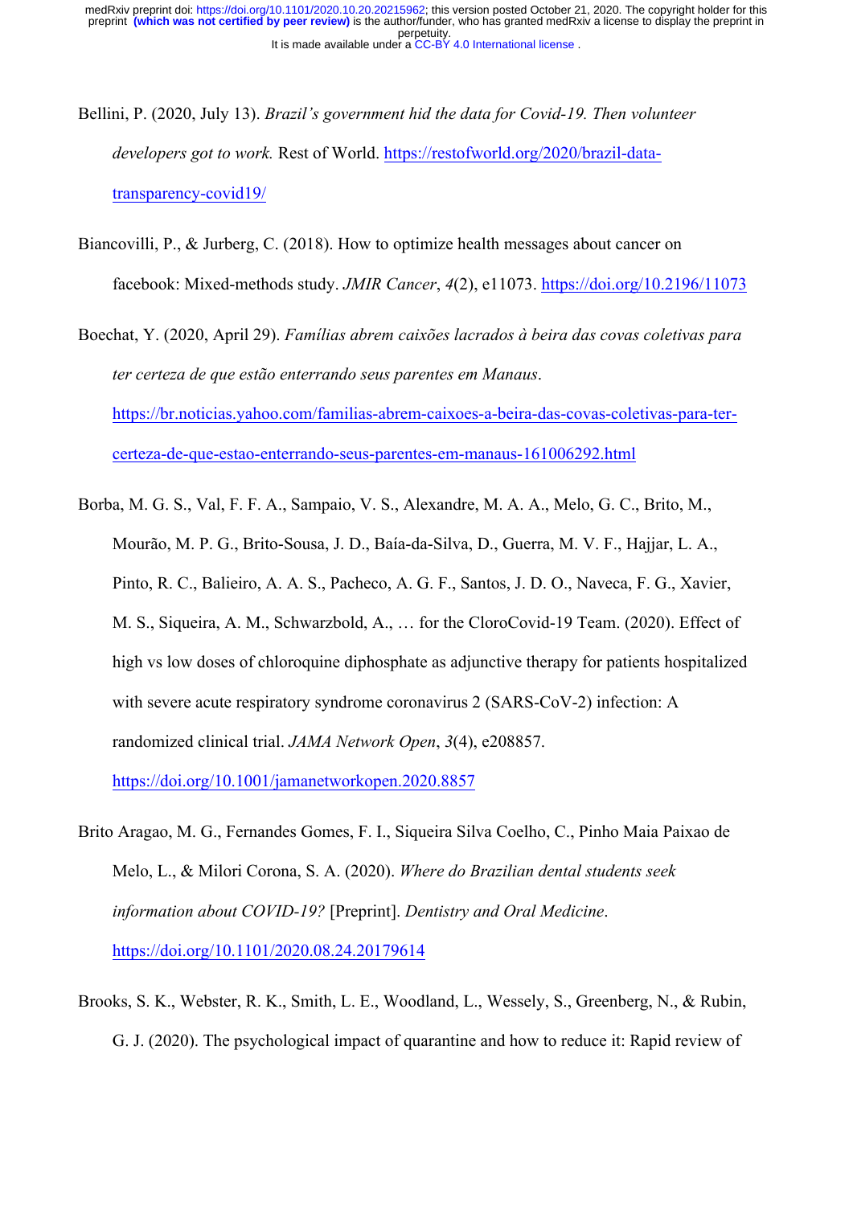Bellini, P. (2020, July 13). *Brazil's government hid the data for Covid-19. Then volunteer developers got to work.* Rest of World. https://restofworld.org/2020/brazil-data-transparency-covid19/

Biancovilli, P., & Jurberg, C. (2018). How to optimize health messages about cancer on facebook: Mixed-methods study. *JMIR Cancer*, *4*(2), e11073. https://doi.org/10.2196/11073

Boechat, Y. (2020, April 29). *Famílias abrem caixões lacrados à beira das covas coletivas para ter certeza de que estão enterrando seus parentes em Manaus*. https://br.noticias.yahoo.com/familias-abrem-caixoes-a-beira-das-covas-coletivas-para-ter-certeza-de-que-estao-enterrando-seus-parentes-em-manaus-161006292.html

Borba, M. G. S., Val, F. F. A., Sampaio, V. S., Alexandre, M. A. A., Melo, G. C., Brito, M., Mourão, M. P. G., Brito-Sousa, J. D., Baía-da-Silva, D., Guerra, M. V. F., Hajjar, L. A., Pinto, R. C., Balieiro, A. A. S., Pacheco, A. G. F., Santos, J. D. O., Naveca, F. G., Xavier, M. S., Siqueira, A. M., Schwarzbold, A., … for the CloroCovid-19 Team. (2020). Effect of high vs low doses of chloroquine diphosphate as adjunctive therapy for patients hospitalized with severe acute respiratory syndrome coronavirus 2 (SARS-CoV-2) infection: A randomized clinical trial. *JAMA Network Open*, *3*(4), e208857. https://doi.org/10.1001/jamanetworkopen.2020.8857

Brito Aragao, M. G., Fernandes Gomes, F. I., Siqueira Silva Coelho, C., Pinho Maia Paixao de Melo, L., & Milori Corona, S. A. (2020). *Where do Brazilian dental students seek information about COVID-19?* [Preprint]. *Dentistry and Oral Medicine*. https://doi.org/10.1101/2020.08.24.20179614

Brooks, S. K., Webster, R. K., Smith, L. E., Woodland, L., Wessely, S., Greenberg, N., & Rubin, G. J. (2020). The psychological impact of quarantine and how to reduce it: Rapid review of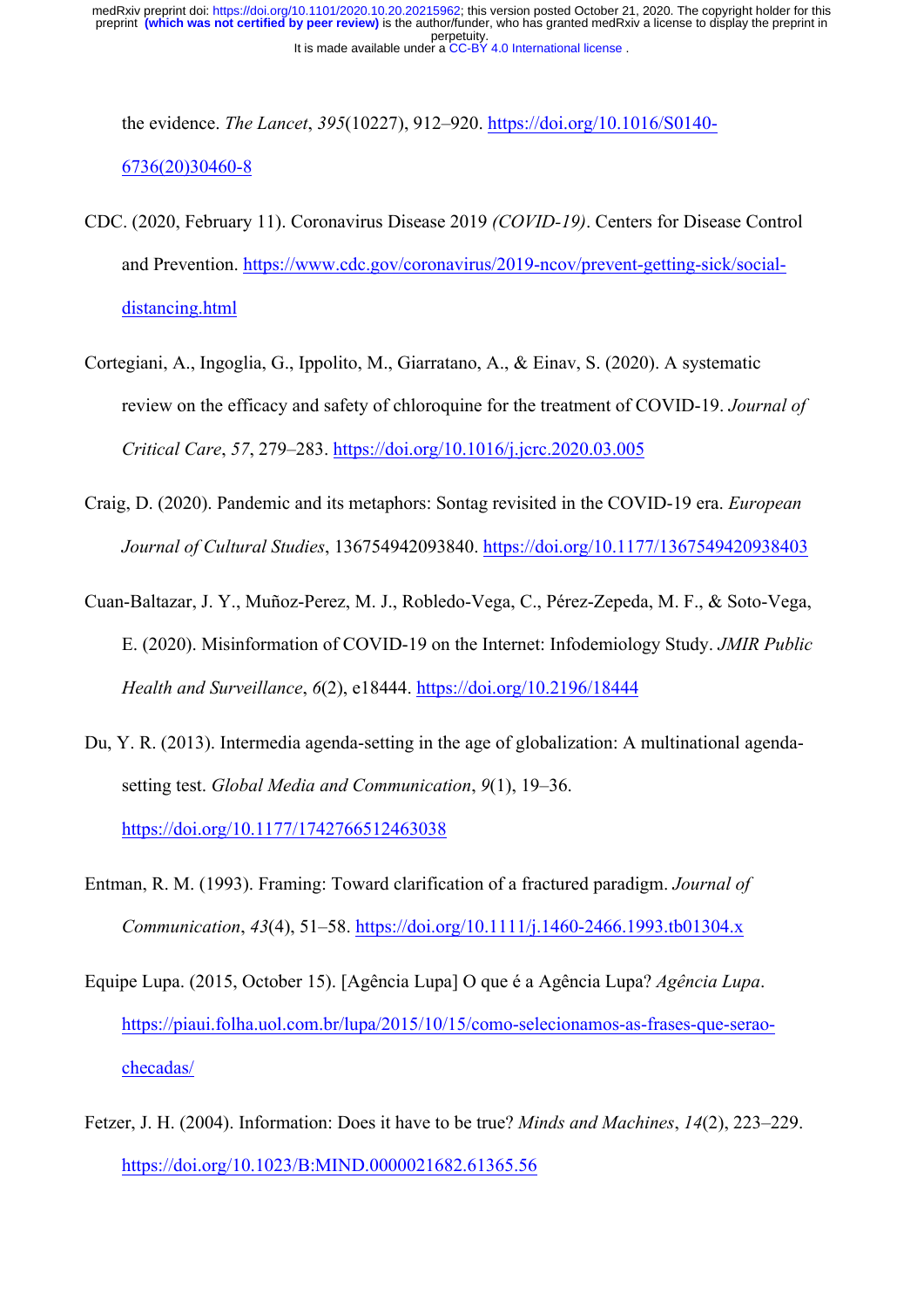the evidence. *The Lancet*, *395*(10227), 912–920. https://doi.org/10.1016/S0140-6736(20)30460-8

CDC. (2020, February 11). Coronavirus Disease 2019 *(COVID-19)*. Centers for Disease Control and Prevention. https://www.cdc.gov/coronavirus/2019-ncov/prevent-getting-sick/social-distancing.html

Cortegiani, A., Ingoglia, G., Ippolito, M., Giarratano, A., & Einav, S. (2020). A systematic review on the efficacy and safety of chloroquine for the treatment of COVID-19. *Journal of Critical Care*, *57*, 279–283. https://doi.org/10.1016/j.jcrc.2020.03.005

Craig, D. (2020). Pandemic and its metaphors: Sontag revisited in the COVID-19 era. *European Journal of Cultural Studies*, 136754942093840. https://doi.org/10.1177/1367549420938403

Cuan-Baltazar, J. Y., Muñoz-Perez, M. J., Robledo-Vega, C., Pérez-Zepeda, M. F., & Soto-Vega, E. (2020). Misinformation of COVID-19 on the Internet: Infodemiology Study. *JMIR Public Health and Surveillance*, *6*(2), e18444. https://doi.org/10.2196/18444

Du, Y. R. (2013). Intermedia agenda-setting in the age of globalization: A multinational agenda-setting test. *Global Media and Communication*, *9*(1), 19–36. https://doi.org/10.1177/1742766512463038

Entman, R. M. (1993). Framing: Toward clarification of a fractured paradigm. *Journal of Communication*, *43*(4), 51–58. https://doi.org/10.1111/j.1460-2466.1993.tb01304.x

Equipe Lupa. (2015, October 15). [Agência Lupa] O que é a Agência Lupa? *Agência Lupa*. https://piaui.folha.uol.com.br/lupa/2015/10/15/como-selecionamos-as-frases-que-serao-checadas/

Fetzer, J. H. (2004). Information: Does it have to be true? *Minds and Machines*, *14*(2), 223–229. https://doi.org/10.1023/B:MIND.0000021682.61365.56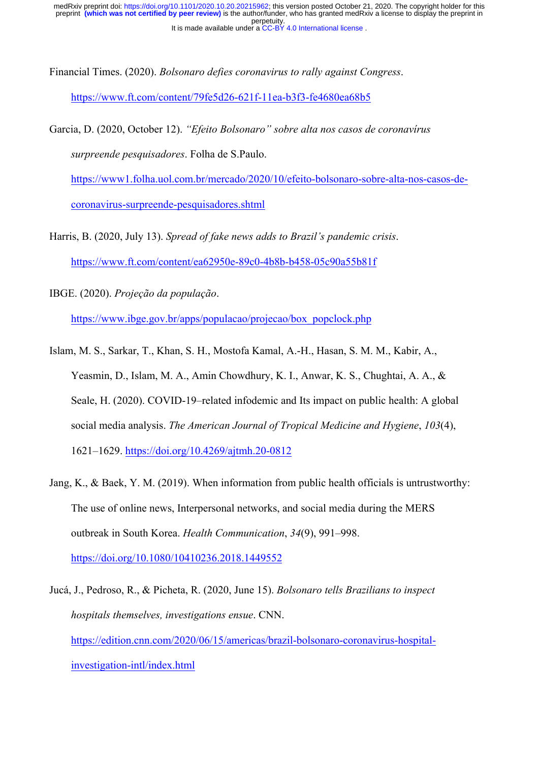Financial Times. (2020). *Bolsonaro defies coronavirus to rally against Congress*. https://www.ft.com/content/79fe5d26-621f-11ea-b3f3-fe4680ea68b5

Garcia, D. (2020, October 12). *"Efeito Bolsonaro" sobre alta nos casos de coronavírus surpreende pesquisadores*. Folha de S.Paulo. https://www1.folha.uol.com.br/mercado/2020/10/efeito-bolsonaro-sobre-alta-nos-casos-de-coronavirus-surpreende-pesquisadores.shtml

Harris, B. (2020, July 13). *Spread of fake news adds to Brazil's pandemic crisis*. https://www.ft.com/content/ea62950e-89c0-4b8b-b458-05c90a55b81f

IBGE. (2020). *Projeção da população*. https://www.ibge.gov.br/apps/populacao/projecao/box_popclock.php

Islam, M. S., Sarkar, T., Khan, S. H., Mostofa Kamal, A.-H., Hasan, S. M. M., Kabir, A., Yeasmin, D., Islam, M. A., Amin Chowdhury, K. I., Anwar, K. S., Chughtai, A. A., & Seale, H. (2020). COVID-19–related infodemic and Its impact on public health: A global social media analysis. *The American Journal of Tropical Medicine and Hygiene*, *103*(4), 1621–1629. https://doi.org/10.4269/ajtmh.20-0812

Jang, K., & Baek, Y. M. (2019). When information from public health officials is untrustworthy: The use of online news, Interpersonal networks, and social media during the MERS outbreak in South Korea. *Health Communication*, *34*(9), 991–998. https://doi.org/10.1080/10410236.2018.1449552

Jucá, J., Pedroso, R., & Picheta, R. (2020, June 15). *Bolsonaro tells Brazilians to inspect hospitals themselves, investigations ensue*. CNN. https://edition.cnn.com/2020/06/15/americas/brazil-bolsonaro-coronavirus-hospital-investigation-intl/index.html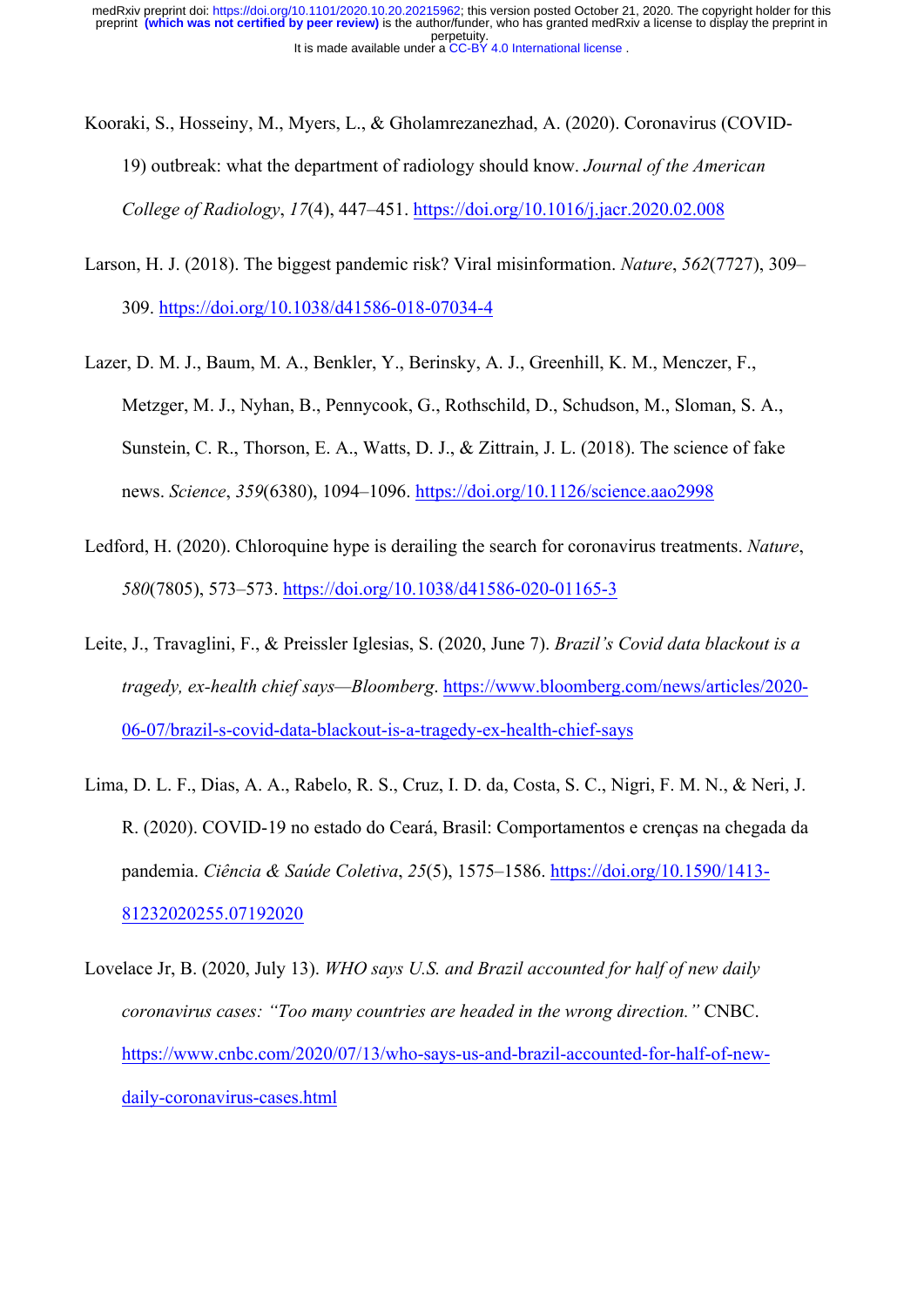Kooraki, S., Hosseiny, M., Myers, L., & Gholamrezanezhad, A. (2020). Coronavirus (COVID-19) outbreak: what the department of radiology should know. *Journal of the American College of Radiology*, *17*(4), 447–451. https://doi.org/10.1016/j.jacr.2020.02.008

Larson, H. J. (2018). The biggest pandemic risk? Viral misinformation. *Nature*, *562*(7727), 309–309. https://doi.org/10.1038/d41586-018-07034-4

Lazer, D. M. J., Baum, M. A., Benkler, Y., Berinsky, A. J., Greenhill, K. M., Menczer, F., Metzger, M. J., Nyhan, B., Pennycook, G., Rothschild, D., Schudson, M., Sloman, S. A., Sunstein, C. R., Thorson, E. A., Watts, D. J., & Zittrain, J. L. (2018). The science of fake news. *Science*, *359*(6380), 1094–1096. https://doi.org/10.1126/science.aao2998

Ledford, H. (2020). Chloroquine hype is derailing the search for coronavirus treatments. *Nature*, *580*(7805), 573–573. https://doi.org/10.1038/d41586-020-01165-3

Leite, J., Travaglini, F., & Preissler Iglesias, S. (2020, June 7). *Brazil's Covid data blackout is a tragedy, ex-health chief says—Bloomberg*. https://www.bloomberg.com/news/articles/2020-06-07/brazil-s-covid-data-blackout-is-a-tragedy-ex-health-chief-says

Lima, D. L. F., Dias, A. A., Rabelo, R. S., Cruz, I. D. da, Costa, S. C., Nigri, F. M. N., & Neri, J. R. (2020). COVID-19 no estado do Ceará, Brasil: Comportamentos e crenças na chegada da pandemia. *Ciência & Saúde Coletiva*, *25*(5), 1575–1586. https://doi.org/10.1590/1413-81232020255.07192020

Lovelace Jr, B. (2020, July 13). *WHO says U.S. and Brazil accounted for half of new daily coronavirus cases: "Too many countries are headed in the wrong direction."* CNBC. https://www.cnbc.com/2020/07/13/who-says-us-and-brazil-accounted-for-half-of-new-daily-coronavirus-cases.html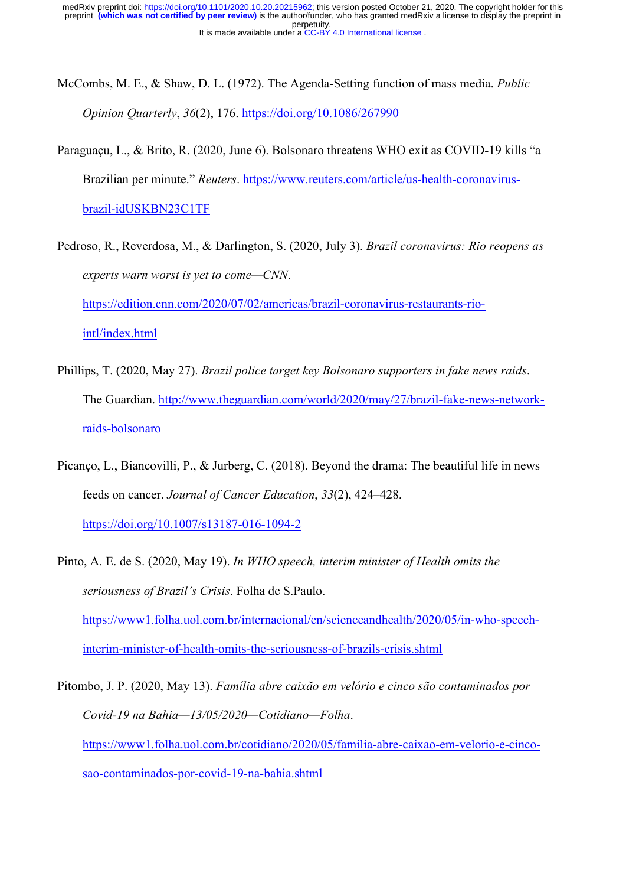McCombs, M. E., & Shaw, D. L. (1972). The Agenda-Setting function of mass media. *Public Opinion Quarterly*, *36*(2), 176. https://doi.org/10.1086/267990

Paraguaçu, L., & Brito, R. (2020, June 6). Bolsonaro threatens WHO exit as COVID-19 kills "a Brazilian per minute." *Reuters*. https://www.reuters.com/article/us-health-coronavirus-brazil-idUSKBN23C1TF

Pedroso, R., Reverdosa, M., & Darlington, S. (2020, July 3). *Brazil coronavirus: Rio reopens as experts warn worst is yet to come—CNN*. https://edition.cnn.com/2020/07/02/americas/brazil-coronavirus-restaurants-rio-intl/index.html

Phillips, T. (2020, May 27). *Brazil police target key Bolsonaro supporters in fake news raids*. The Guardian. http://www.theguardian.com/world/2020/may/27/brazil-fake-news-network-raids-bolsonaro

Picanço, L., Biancovilli, P., & Jurberg, C. (2018). Beyond the drama: The beautiful life in news feeds on cancer. *Journal of Cancer Education*, *33*(2), 424–428. https://doi.org/10.1007/s13187-016-1094-2

Pinto, A. E. de S. (2020, May 19). *In WHO speech, interim minister of Health omits the seriousness of Brazil's Crisis*. Folha de S.Paulo. https://www1.folha.uol.com.br/internacional/en/scienceandhealth/2020/05/in-who-speech-interim-minister-of-health-omits-the-seriousness-of-brazils-crisis.shtml

Pitombo, J. P. (2020, May 13). *Família abre caixão em velório e cinco são contaminados por Covid-19 na Bahia—13/05/2020—Cotidiano—Folha*. https://www1.folha.uol.com.br/cotidiano/2020/05/familia-abre-caixao-em-velorio-e-cinco-sao-contaminados-por-covid-19-na-bahia.shtml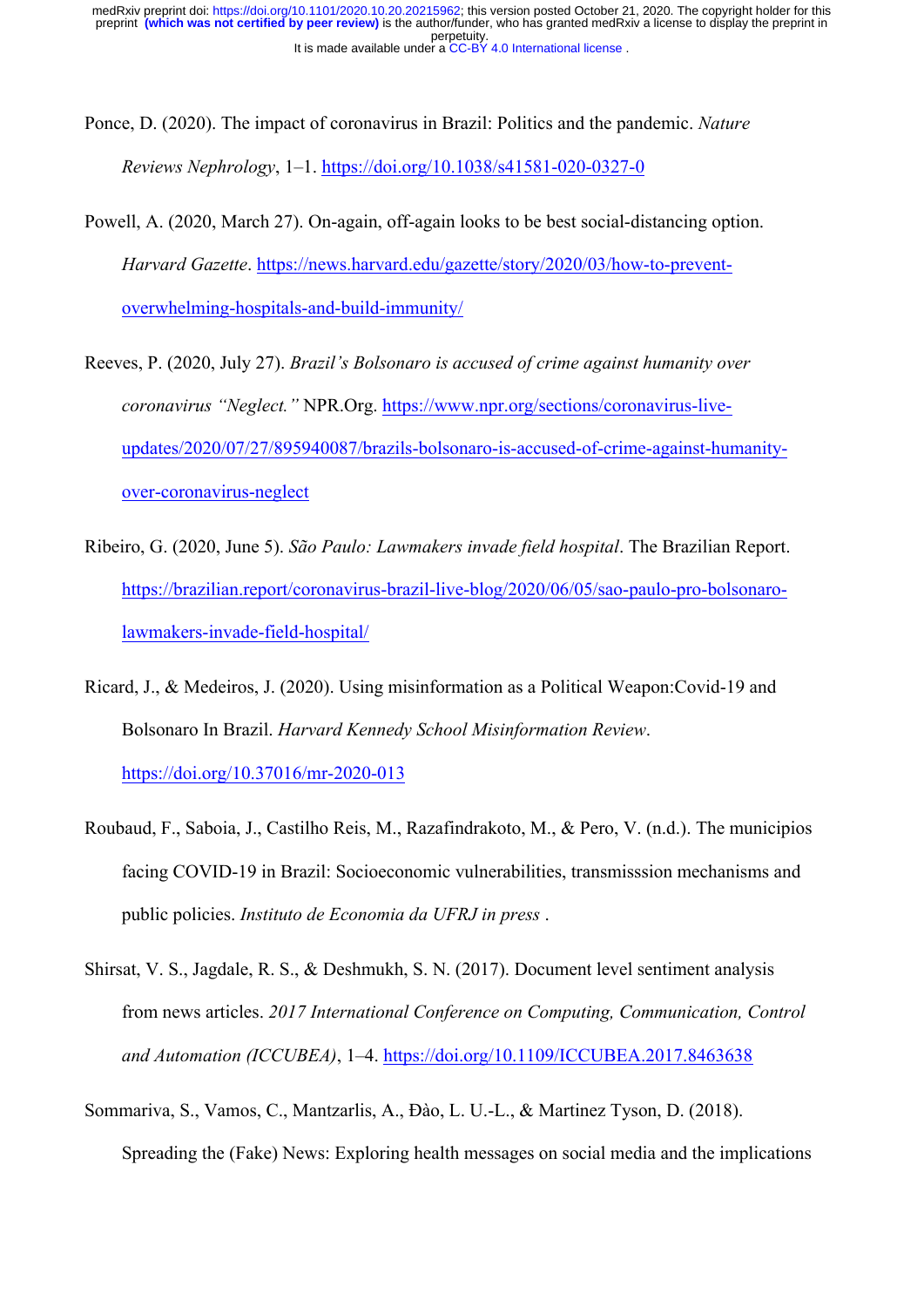Ponce, D. (2020). The impact of coronavirus in Brazil: Politics and the pandemic. *Nature Reviews Nephrology*, 1–1. https://doi.org/10.1038/s41581-020-0327-0

Powell, A. (2020, March 27). On-again, off-again looks to be best social-distancing option. *Harvard Gazette*. https://news.harvard.edu/gazette/story/2020/03/how-to-prevent-overwhelming-hospitals-and-build-immunity/

Reeves, P. (2020, July 27). *Brazil's Bolsonaro is accused of crime against humanity over coronavirus "Neglect."* NPR.Org. https://www.npr.org/sections/coronavirus-live-updates/2020/07/27/895940087/brazils-bolsonaro-is-accused-of-crime-against-humanity-over-coronavirus-neglect

Ribeiro, G. (2020, June 5). *São Paulo: Lawmakers invade field hospital*. The Brazilian Report. https://brazilian.report/coronavirus-brazil-live-blog/2020/06/05/sao-paulo-pro-bolsonaro-lawmakers-invade-field-hospital/

Ricard, J., & Medeiros, J. (2020). Using misinformation as a Political Weapon:Covid-19 and Bolsonaro In Brazil. *Harvard Kennedy School Misinformation Review*. https://doi.org/10.37016/mr-2020-013

Roubaud, F., Saboia, J., Castilho Reis, M., Razafindrakoto, M., & Pero, V. (n.d.). The municipios facing COVID-19 in Brazil: Socioeconomic vulnerabilities, transmisssion mechanisms and public policies. *Instituto de Economia da UFRJ in press* .

Shirsat, V. S., Jagdale, R. S., & Deshmukh, S. N. (2017). Document level sentiment analysis from news articles. *2017 International Conference on Computing, Communication, Control and Automation (ICCUBEA)*, 1–4. https://doi.org/10.1109/ICCUBEA.2017.8463638

Sommariva, S., Vamos, C., Mantzarlis, A., Đào, L. U.-L., & Martinez Tyson, D. (2018). Spreading the (Fake) News: Exploring health messages on social media and the implications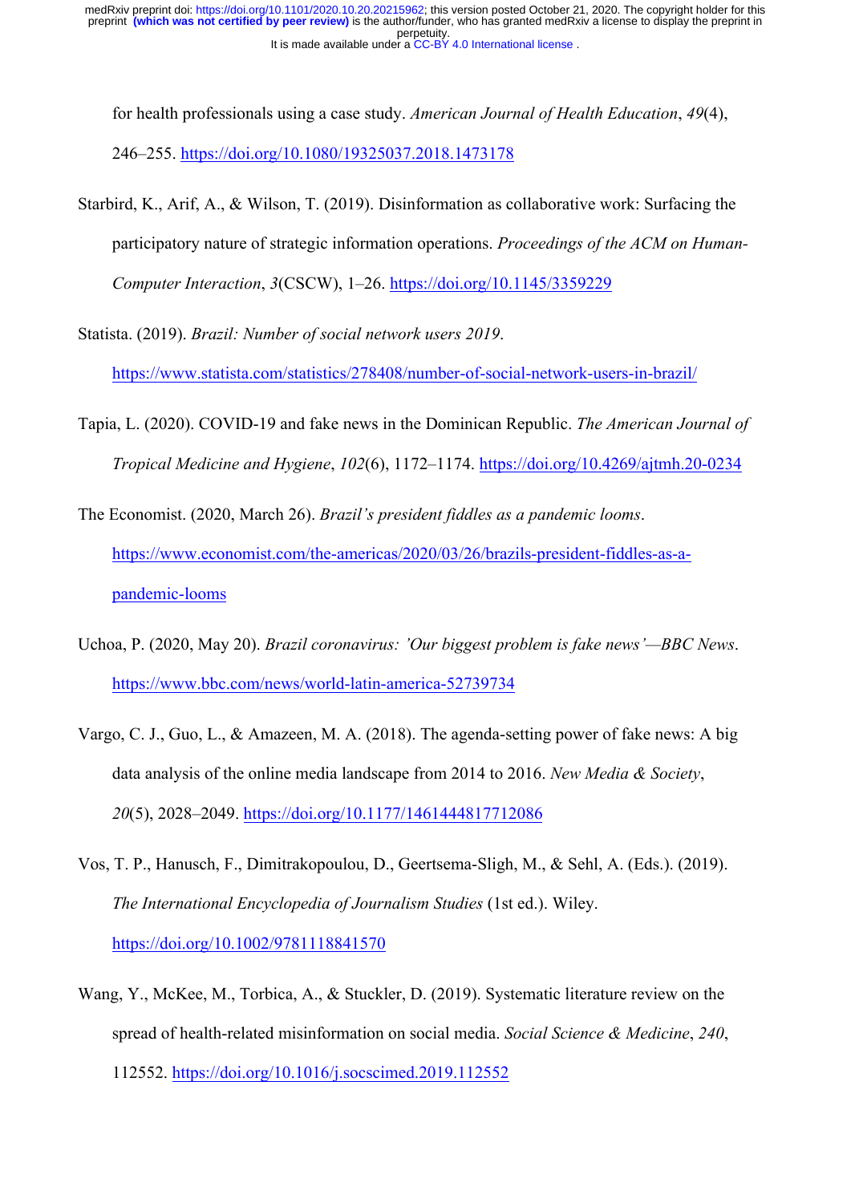for health professionals using a case study. *American Journal of Health Education*, *49*(4), 246–255. https://doi.org/10.1080/19325037.2018.1473178

Starbird, K., Arif, A., & Wilson, T. (2019). Disinformation as collaborative work: Surfacing the participatory nature of strategic information operations. *Proceedings of the ACM on Human-Computer Interaction*, *3*(CSCW), 1–26. https://doi.org/10.1145/3359229

Statista. (2019). *Brazil: Number of social network users 2019*. https://www.statista.com/statistics/278408/number-of-social-network-users-in-brazil/

Tapia, L. (2020). COVID-19 and fake news in the Dominican Republic. *The American Journal of Tropical Medicine and Hygiene*, *102*(6), 1172–1174. https://doi.org/10.4269/ajtmh.20-0234

The Economist. (2020, March 26). *Brazil's president fiddles as a pandemic looms*. https://www.economist.com/the-americas/2020/03/26/brazils-president-fiddles-as-a-pandemic-looms

Uchoa, P. (2020, May 20). *Brazil coronavirus: 'Our biggest problem is fake news'—BBC News*. https://www.bbc.com/news/world-latin-america-52739734

Vargo, C. J., Guo, L., & Amazeen, M. A. (2018). The agenda-setting power of fake news: A big data analysis of the online media landscape from 2014 to 2016. *New Media & Society*, *20*(5), 2028–2049. https://doi.org/10.1177/1461444817712086

Vos, T. P., Hanusch, F., Dimitrakopoulou, D., Geertsema-Sligh, M., & Sehl, A. (Eds.). (2019). *The International Encyclopedia of Journalism Studies* (1st ed.). Wiley. https://doi.org/10.1002/9781118841570

Wang, Y., McKee, M., Torbica, A., & Stuckler, D. (2019). Systematic literature review on the spread of health-related misinformation on social media. *Social Science & Medicine*, *240*, 112552. https://doi.org/10.1016/j.socscimed.2019.112552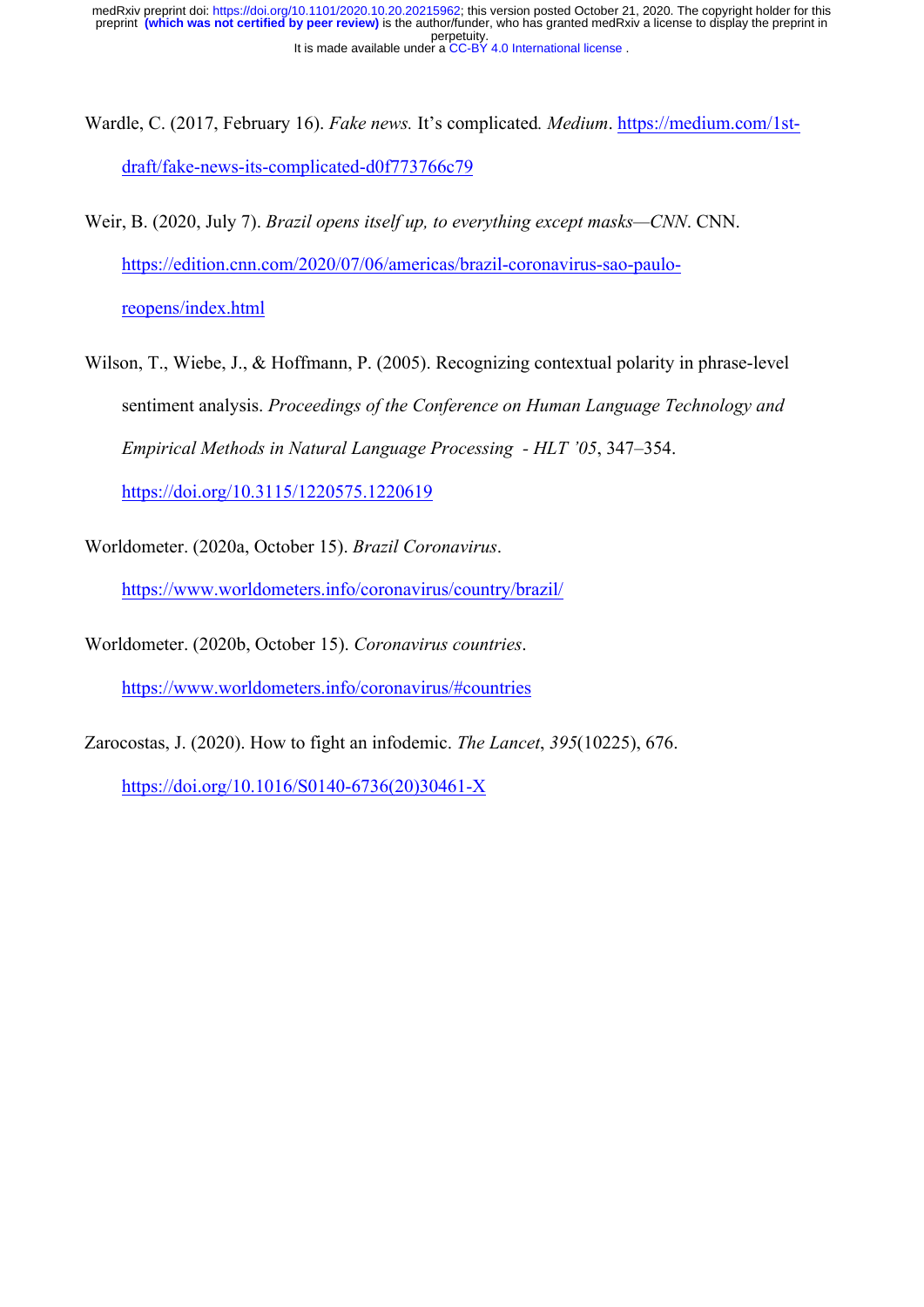Wardle, C. (2017, February 16). *Fake news.* It's complicated*. Medium*. https://medium.com/1st-draft/fake-news-its-complicated-d0f773766c79

Weir, B. (2020, July 7). *Brazil opens itself up, to everything except masks—CNN*. CNN. https://edition.cnn.com/2020/07/06/americas/brazil-coronavirus-sao-paulo-reopens/index.html

Wilson, T., Wiebe, J., & Hoffmann, P. (2005). Recognizing contextual polarity in phrase-level sentiment analysis. *Proceedings of the Conference on Human Language Technology and Empirical Methods in Natural Language Processing - HLT '05*, 347–354. https://doi.org/10.3115/1220575.1220619

Worldometer. (2020a, October 15). *Brazil Coronavirus*. https://www.worldometers.info/coronavirus/country/brazil/

Worldometer. (2020b, October 15). *Coronavirus countries*. https://www.worldometers.info/coronavirus/#countries

Zarocostas, J. (2020). How to fight an infodemic. *The Lancet*, *395*(10225), 676. https://doi.org/10.1016/S0140-6736(20)30461-X